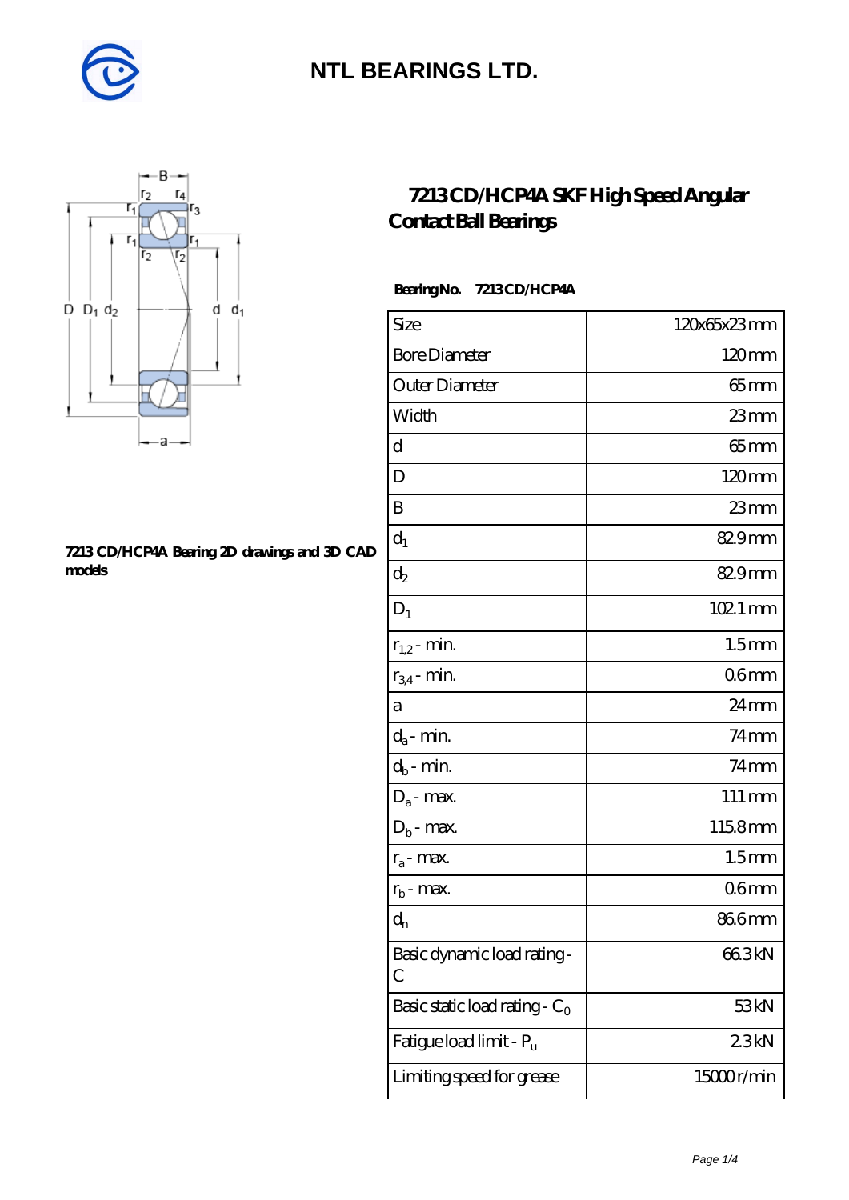# NTL BEARINGS LTD.

## 7213 CD/HCP4A SKF High Speed Angular Contact Ball Bearings

7213 CD/HCP4A Bearing 2D drawings and 3D CAD models

**Bearing No.** 7213 CD/HCP4A

| Size | 120x65x23 mm |
|---|---|
| Bore Diameter | 120 mm |
| Outer Diameter | 65 mm |
| Width | 23 mm |
| d | 65 mm |
| D | 120 mm |
| B | 23 mm |
| $d_1$ | 82.9 mm |
| $d_2$ | 82.9 mm |
| $D_1$ | 102.1 mm |
| $r_{1,2}$ - min. | 1.5 mm |
| $r_{3,4}$ - min. | 0.6 mm |
| a | 24 mm |
| $d_a$ - min. | 74 mm |
| $d_b$ - min. | 74 mm |
| $D_a$ - max. | 111 mm |
| $D_b$ - max. | 115.8 mm |
| $r_a$ - max. | 1.5 mm |
| $r_b$ - max. | 0.6 mm |
| $d_n$ | 86.6 mm |
| Basic dynamic load rating - C | 66.3 kN |
| Basic static load rating - $C_0$ | 53 kN |
| Fatigue load limit - $P_u$ | 2.3 kN |
| Limiting speed for grease | 15000 r/min |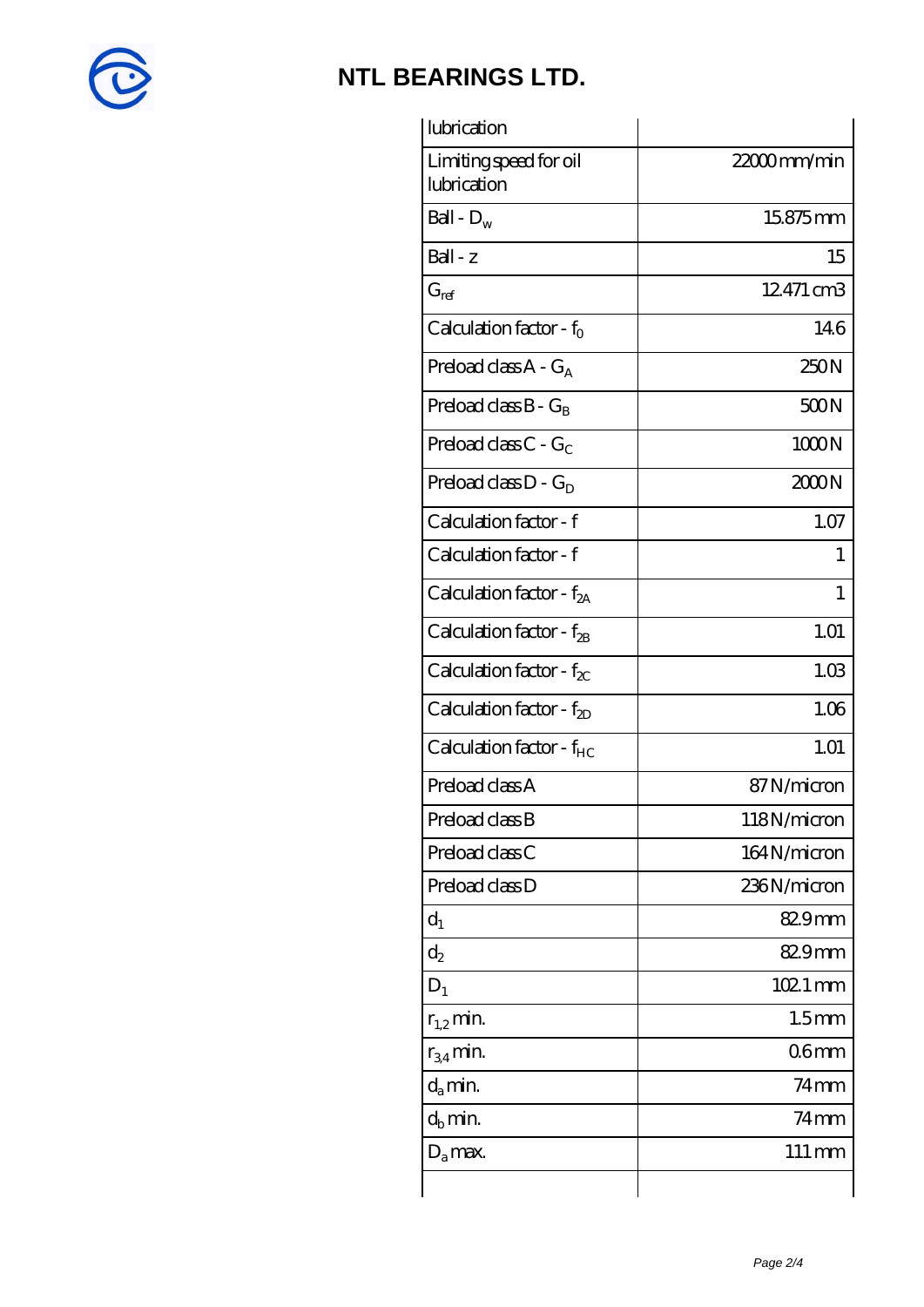| lubrication | |
|---|---|
| Limiting speed for oil lubrication | 22000 mm/min |
| Ball - $D_w$ | 15.875 mm |
| Ball - z | 15 |
| $G_{ref}$ | 12.471 cm3 |
| Calculation factor - $f_0$ | 14.6 |
| Preload class A - $G_A$ | 250 N |
| Preload class B - $G_B$ | 500 N |
| Preload class C - $G_C$ | 1000 N |
| Preload class D - $G_D$ | 2000 N |
| Calculation factor - f | 1.07 |
| Calculation factor - f | 1 |
| Calculation factor - $f_{2A}$ | 1 |
| Calculation factor - $f_{2B}$ | 1.01 |
| Calculation factor - $f_{2C}$ | 1.03 |
| Calculation factor - $f_{2D}$ | 1.06 |
| Calculation factor - $f_{HC}$ | 1.01 |
| Preload class A | 87 N/micron |
| Preload class B | 118 N/micron |
| Preload class C | 164 N/micron |
| Preload class D | 236 N/micron |
| $d_1$ | 82.9 mm |
| $d_2$ | 82.9 mm |
| $D_1$ | 102.1 mm |
| $r_{1,2}$ min. | 1.5 mm |
| $r_{3,4}$ min. | 0.6 mm |
| $d_a$ min. | 74 mm |
| $d_b$ min. | 74 mm |
| $D_a$ max. | 111 mm |
| | |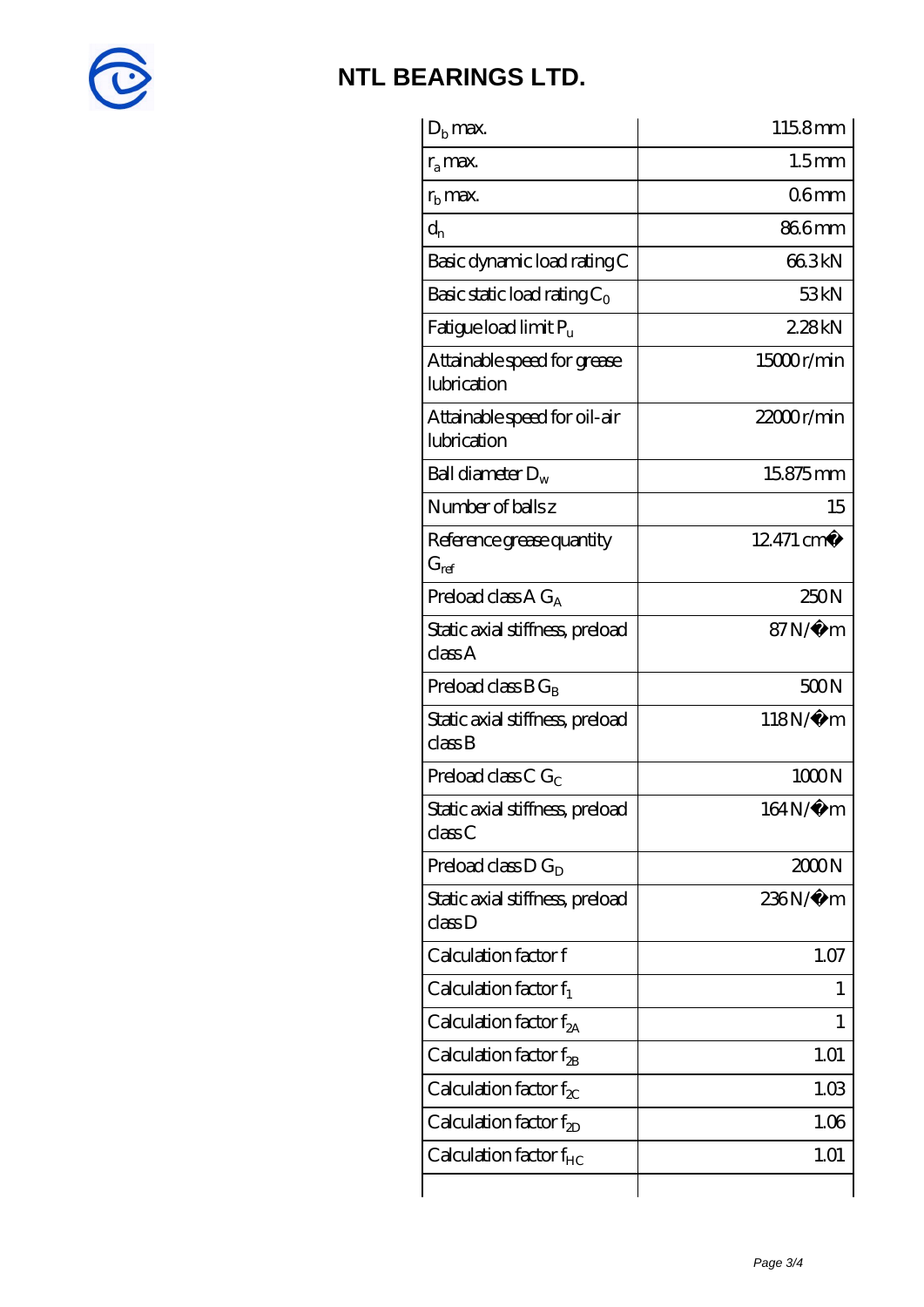# NTL BEARINGS LTD.

| | |
|---|---|
| $D_b$ max. | 115.8 mm |
| $r_a$ max. | 1.5 mm |
| $r_b$ max. | 0.6 mm |
| $d_n$ | 86.6 mm |
| Basic dynamic load rating C | 66.3 kN |
| Basic static load rating $C_0$ | 53 kN |
| Fatigue load limit $P_u$ | 2.28 kN |
| Attainable speed for grease lubrication | 15000 r/min |
| Attainable speed for oil-air lubrication | 22000 r/min |
| Ball diameter $D_w$ | 15.875 mm |
| Number of balls z | 15 |
| Reference grease quantity $G_{ref}$ | 12.471 cm� |
| Preload class A $G_A$ | 250 N |
| Static axial stiffness, preload class A | 87 N/�m |
| Preload class B $G_B$ | 500 N |
| Static axial stiffness, preload class B | 118 N/�m |
| Preload class C $G_C$ | 1000 N |
| Static axial stiffness, preload class C | 164 N/�m |
| Preload class D $G_D$ | 2000 N |
| Static axial stiffness, preload class D | 236 N/�m |
| Calculation factor f | 1.07 |
| Calculation factor $f_1$ | 1 |
| Calculation factor $f_{2A}$ | 1 |
| Calculation factor $f_{2B}$ | 1.01 |
| Calculation factor $f_{2C}$ | 1.03 |
| Calculation factor $f_{2D}$ | 1.06 |
| Calculation factor $f_{HC}$ | 1.01 |
| | |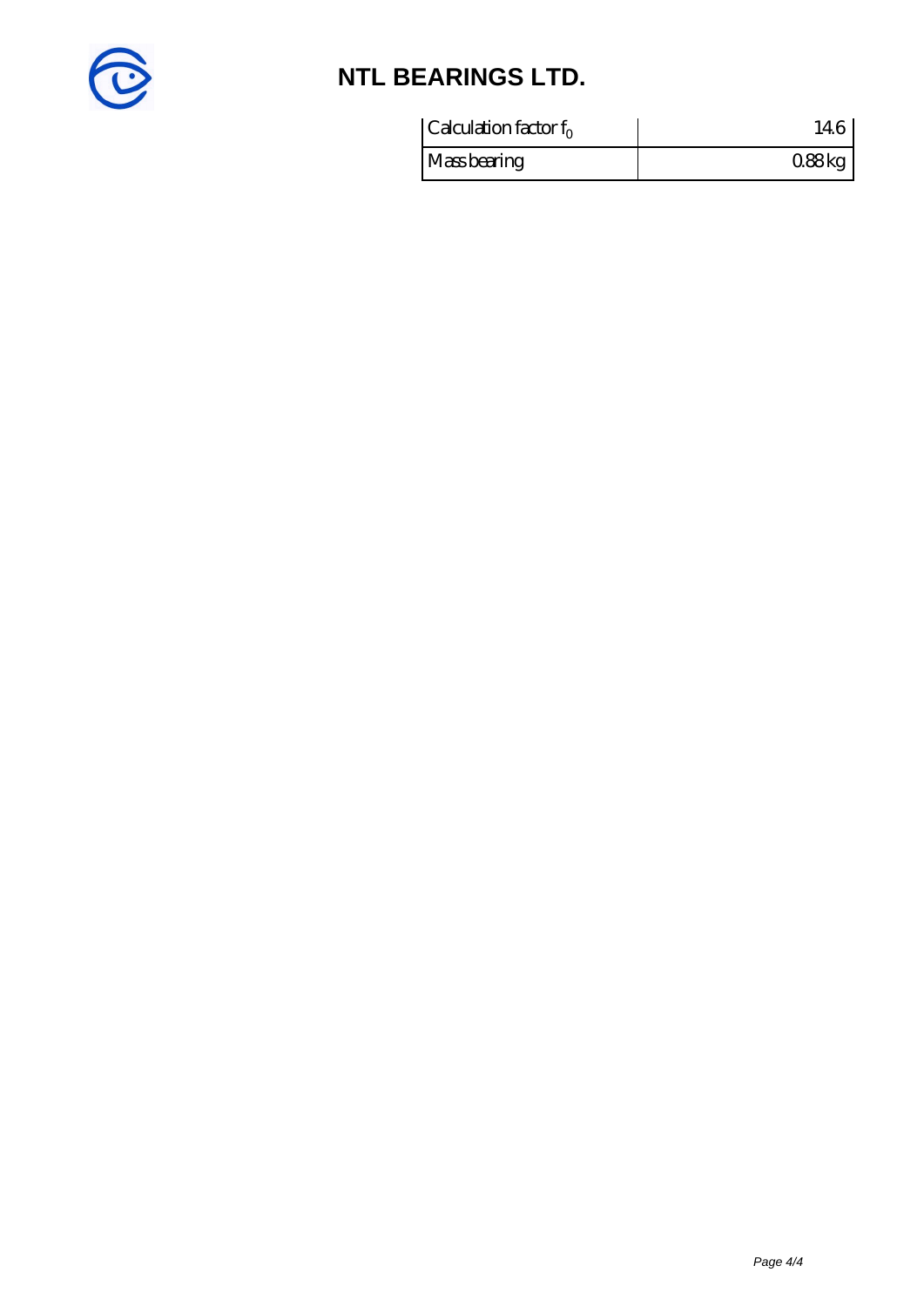| | |
|---|---|
| Calculation factor $f_0$ | 14.6 |
| Mass bearing | 0.88 kg |